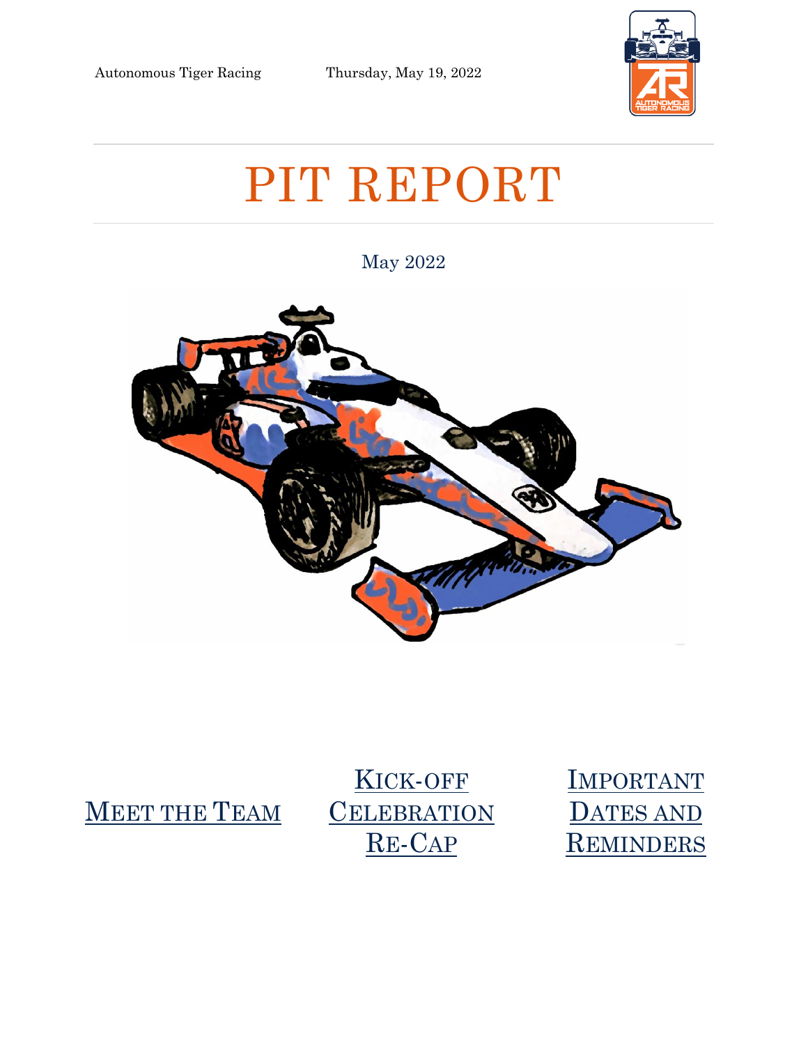Autonomous Tiger Racing Thursday, May 19, 2022

# PIT REPORT

May 2022

[Meet the Team]

[Kick-off Celebration Re-Cap]

[Important Dates and Reminders]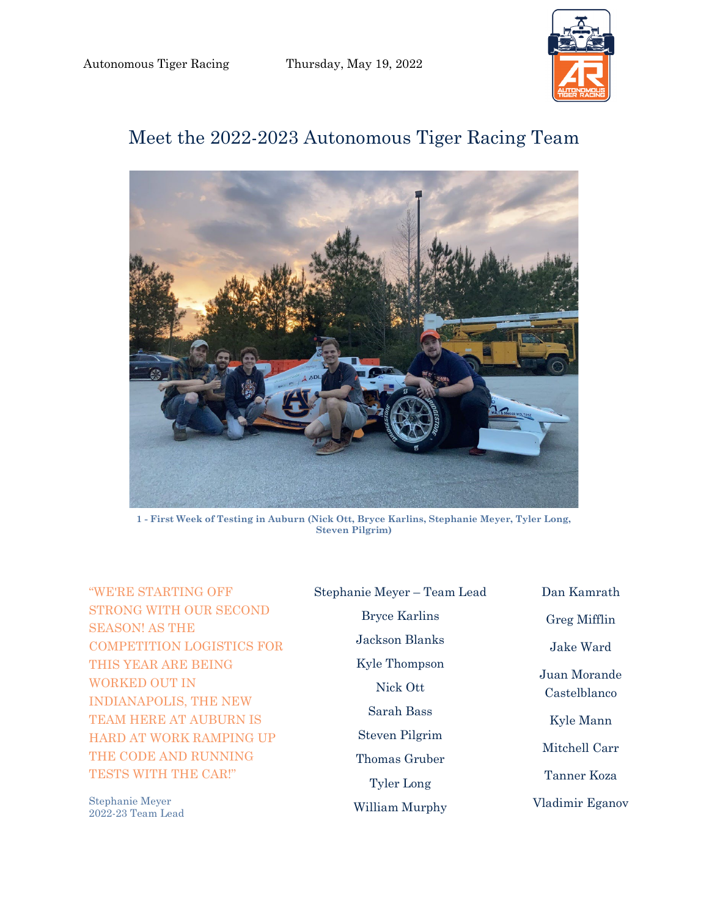Autonomous Tiger Racing Thursday, May 19, 2022

# Meet the 2022-2023 Autonomous Tiger Racing Team

**1 - First Week of Testing in Auburn (Nick Ott, Bryce Karlins, Stephanie Meyer, Tyler Long, Steven Pilgrim)**

"WE'RE STARTING OFF STRONG WITH OUR SECOND SEASON! AS THE COMPETITION LOGISTICS FOR THIS YEAR ARE BEING WORKED OUT IN INDIANAPOLIS, THE NEW TEAM HERE AT AUBURN IS HARD AT WORK RAMPING UP THE CODE AND RUNNING TESTS WITH THE CAR!"

Stephanie Meyer
2022-23 Team Lead

Stephanie Meyer – Team Lead
Bryce Karlins
Jackson Blanks
Kyle Thompson
Nick Ott
Sarah Bass
Steven Pilgrim
Thomas Gruber
Tyler Long
William Murphy

Dan Kamrath
Greg Mifflin
Jake Ward
Juan Morande Castelblanco
Kyle Mann
Mitchell Carr
Tanner Koza
Vladimir Eganov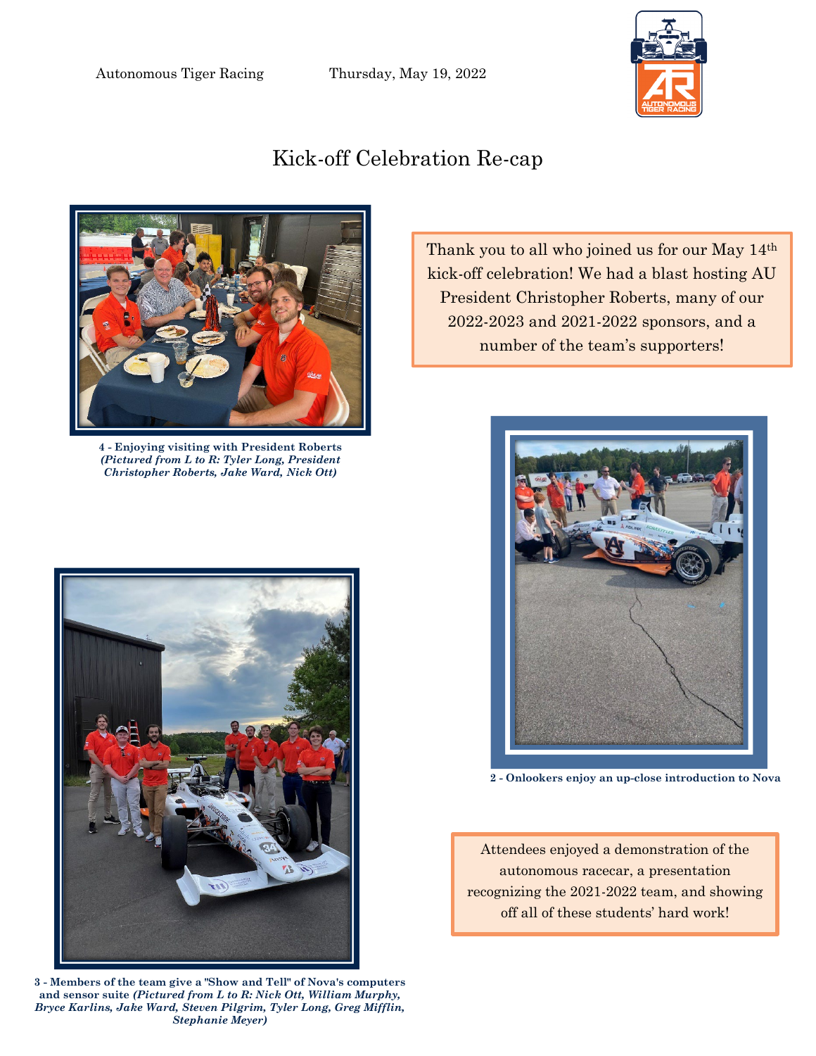Autonomous Tiger Racing Thursday, May 19, 2022

# Kick-off Celebration Re-cap

Thank you to all who joined us for our May 14th kick-off celebration! We had a blast hosting AU President Christopher Roberts, many of our 2022-2023 and 2021-2022 sponsors, and a number of the team's supporters!

**4 - Enjoying visiting with President Roberts** ***(Pictured from L to R: Tyler Long, President Christopher Roberts, Jake Ward, Nick Ott)***

**2 - Onlookers enjoy an up-close introduction to Nova**

**3 - Members of the team give a "Show and Tell" of Nova's computers and sensor suite** ***(Pictured from L to R: Nick Ott, William Murphy, Bryce Karlins, Jake Ward, Steven Pilgrim, Tyler Long, Greg Mifflin, Stephanie Meyer)***

Attendees enjoyed a demonstration of the autonomous racecar, a presentation recognizing the 2021-2022 team, and showing off all of these students' hard work!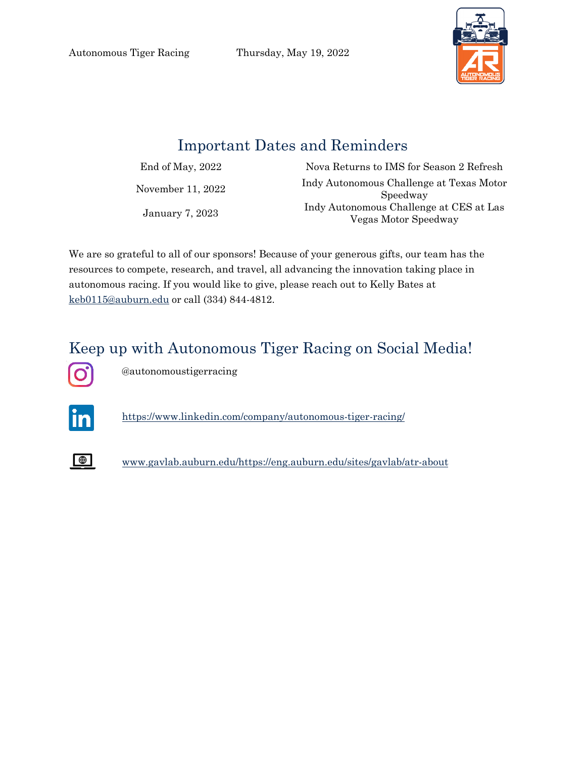Autonomous Tiger Racing Thursday, May 19, 2022

## Important Dates and Reminders

| | |
|---|---|
| End of May, 2022 | Nova Returns to IMS for Season 2 Refresh |
| November 11, 2022 | Indy Autonomous Challenge at Texas Motor Speedway |
| January 7, 2023 | Indy Autonomous Challenge at CES at Las Vegas Motor Speedway |

We are so grateful to all of our sponsors! Because of your generous gifts, our team has the resources to compete, research, and travel, all advancing the innovation taking place in autonomous racing. If you would like to give, please reach out to Kelly Bates at keb0115@auburn.edu or call (334) 844-4812.

## Keep up with Autonomous Tiger Racing on Social Media!

@autonomoustigerracing

https://www.linkedin.com/company/autonomous-tiger-racing/

www.gavlab.auburn.edu/https://eng.auburn.edu/sites/gavlab/atr-about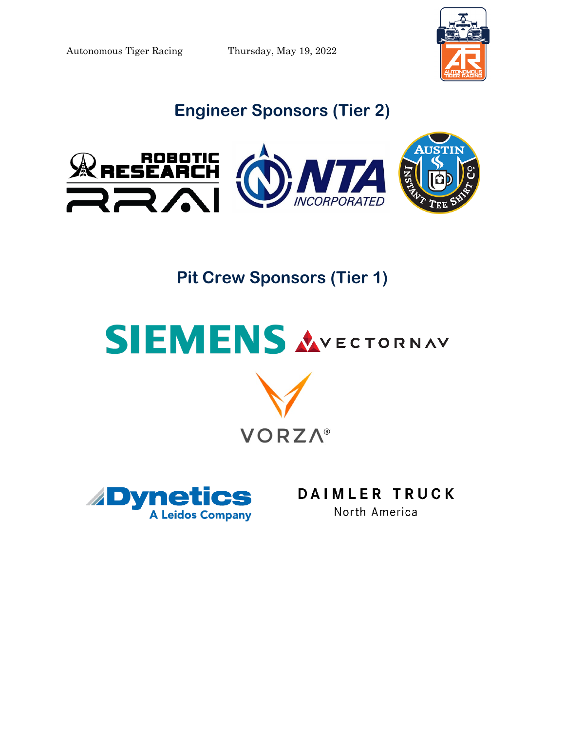## Engineer Sponsors (Tier 2)

ROBOTIC RESEARCH RRAI

NTA INCORPORATED

AUSTIN INSTANT TEE SHIRT CO.

## Pit Crew Sponsors (Tier 1)

SIEMENS

VECTORNAV

VORZA®

Dynetics A Leidos Company

DAIMLER TRUCK North America